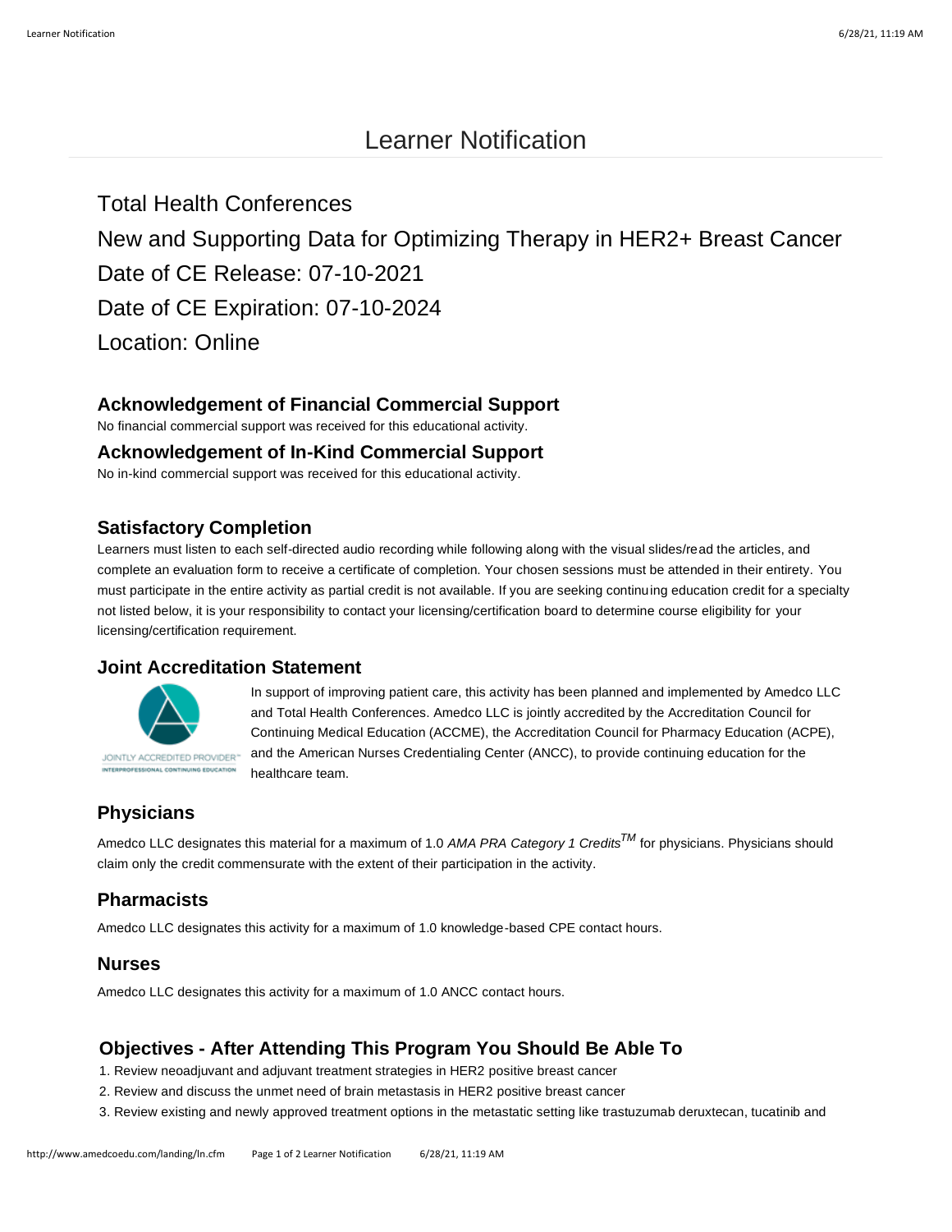# Learner Notification

Total Health Conferences

New and Supporting Data for Optimizing Therapy in HER2+ Breast Cancer

Date of CE Release: 07-10-2021

Date of CE Expiration: 07-10-2024

Location: Online

### Acknowledgement of Financial Commercial Support

No financial commercial support was received for this educational activity.

### Acknowledgement of In-Kind Commercial Support

No in-kind commercial support was received for this educational activity.

### Satisfactory Completion

Learners must listen to each self-directed audio recording while following along with the visual slides/read the articles, and complete an evaluation form to receive a certificate of completion. Your chosen sessions must be attended in their entirety. You must participate in the entire activity as partial credit is not available. If you are seeking continuing education credit for a specialty not listed below, it is your responsibility to contact your licensing/certification board to determine course eligibility for your licensing/certification requirement.

### Joint Accreditation Statement

JOINTLY ACCREDITED PROVIDER™ INTERPROFESSIONAL CONTINUING EDUCATION

In support of improving patient care, this activity has been planned and implemented by Amedco LLC and Total Health Conferences. Amedco LLC is jointly accredited by the Accreditation Council for Continuing Medical Education (ACCME), the Accreditation Council for Pharmacy Education (ACPE), and the American Nurses Credentialing Center (ANCC), to provide continuing education for the healthcare team.

### Physicians

Amedco LLC designates this material for a maximum of 1.0 *AMA PRA Category 1 Credits™* for physicians. Physicians should claim only the credit commensurate with the extent of their participation in the activity.

### Pharmacists

Amedco LLC designates this activity for a maximum of 1.0 knowledge-based CPE contact hours.

### Nurses

Amedco LLC designates this activity for a maximum of 1.0 ANCC contact hours.

### Objectives - After Attending This Program You Should Be Able To

1. Review neoadjuvant and adjuvant treatment strategies in HER2 positive breast cancer
2. Review and discuss the unmet need of brain metastasis in HER2 positive breast cancer
3. Review existing and newly approved treatment options in the metastatic setting like trastuzumab deruxtecan, tucatinib and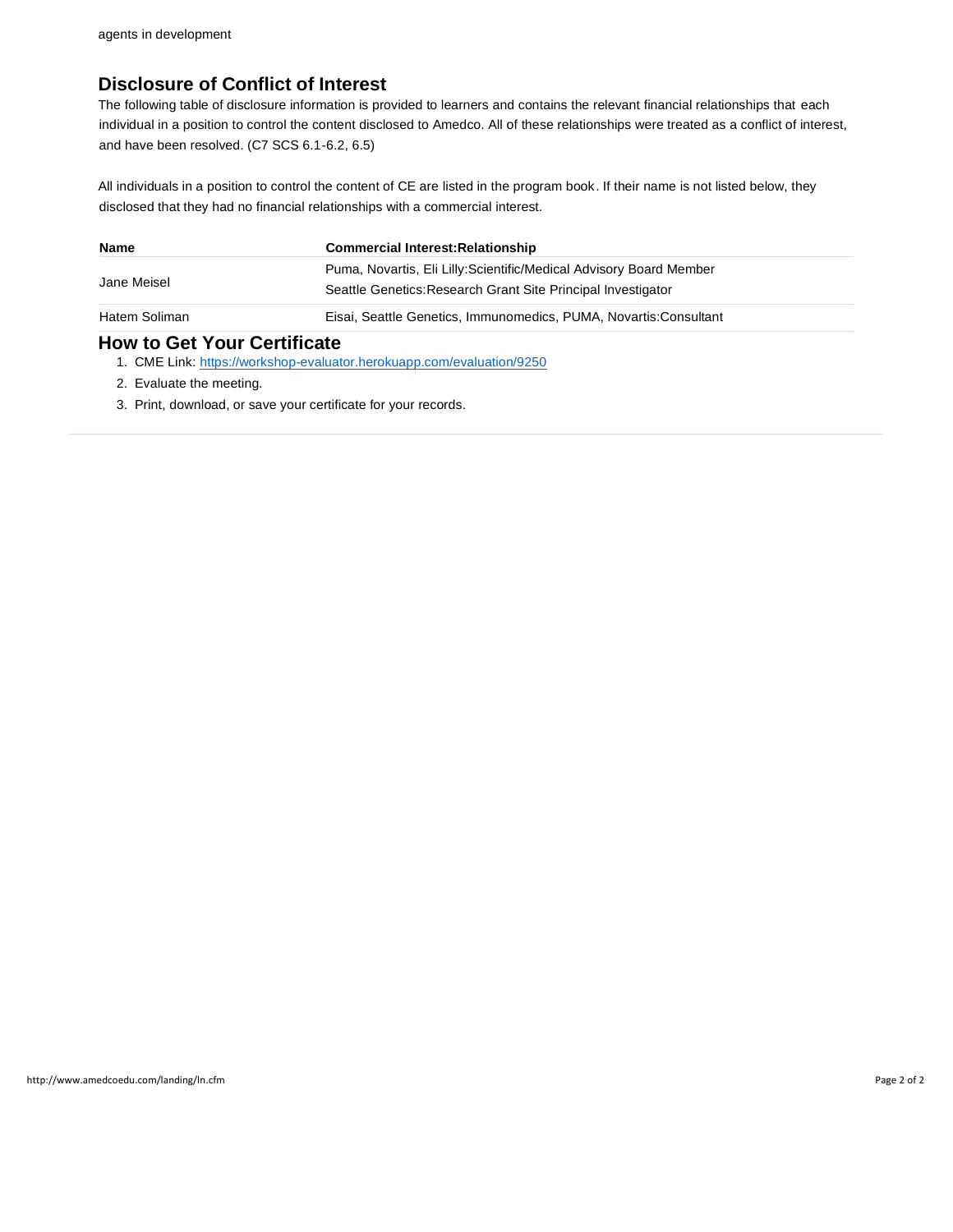agents in development

## Disclosure of Conflict of Interest

The following table of disclosure information is provided to learners and contains the relevant financial relationships that each individual in a position to control the content disclosed to Amedco. All of these relationships were treated as a conflict of interest, and have been resolved. (C7 SCS 6.1-6.2, 6.5)

All individuals in a position to control the content of CE are listed in the program book. If their name is not listed below, they disclosed that they had no financial relationships with a commercial interest.

| Name | Commercial Interest:Relationship |
|---|---|
| Jane Meisel | Puma, Novartis, Eli Lilly:Scientific/Medical Advisory Board Member<br>Seattle Genetics:Research Grant Site Principal Investigator |
| Hatem Soliman | Eisai, Seattle Genetics, Immunomedics, PUMA, Novartis:Consultant |

## How to Get Your Certificate

1. CME Link: [https://workshop-evaluator.herokuapp.com/evaluation/9250](https://workshop-evaluator.herokuapp.com/evaluation/9250)
2. Evaluate the meeting.
3. Print, download, or save your certificate for your records.